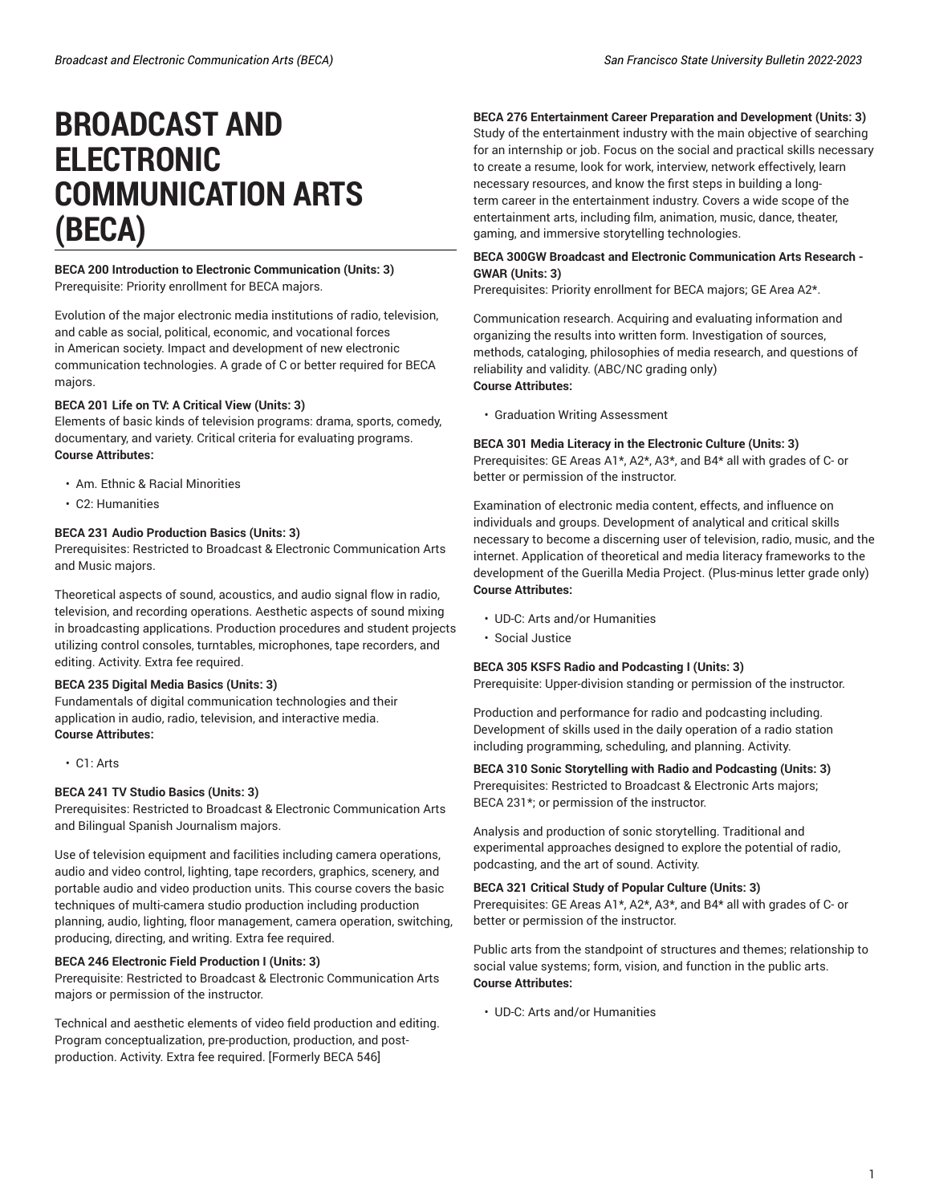# BROADCAST AND ELECTRONIC COMMUNICATION ARTS (BECA)

**BECA 200 Introduction to Electronic Communication (Units: 3)**
Prerequisite: Priority enrollment for BECA majors.

Evolution of the major electronic media institutions of radio, television, and cable as social, political, economic, and vocational forces in American society. Impact and development of new electronic communication technologies. A grade of C or better required for BECA majors.

**BECA 201 Life on TV: A Critical View (Units: 3)**
Elements of basic kinds of television programs: drama, sports, comedy, documentary, and variety. Critical criteria for evaluating programs.
**Course Attributes:**

- Am. Ethnic & Racial Minorities
- C2: Humanities

**BECA 231 Audio Production Basics (Units: 3)**
Prerequisites: Restricted to Broadcast & Electronic Communication Arts and Music majors.

Theoretical aspects of sound, acoustics, and audio signal flow in radio, television, and recording operations. Aesthetic aspects of sound mixing in broadcasting applications. Production procedures and student projects utilizing control consoles, turntables, microphones, tape recorders, and editing. Activity. Extra fee required.

**BECA 235 Digital Media Basics (Units: 3)**
Fundamentals of digital communication technologies and their application in audio, radio, television, and interactive media.
**Course Attributes:**

- C1: Arts

**BECA 241 TV Studio Basics (Units: 3)**
Prerequisites: Restricted to Broadcast & Electronic Communication Arts and Bilingual Spanish Journalism majors.

Use of television equipment and facilities including camera operations, audio and video control, lighting, tape recorders, graphics, scenery, and portable audio and video production units. This course covers the basic techniques of multi-camera studio production including production planning, audio, lighting, floor management, camera operation, switching, producing, directing, and writing. Extra fee required.

**BECA 246 Electronic Field Production I (Units: 3)**
Prerequisite: Restricted to Broadcast & Electronic Communication Arts majors or permission of the instructor.

Technical and aesthetic elements of video field production and editing. Program conceptualization, pre-production, production, and post-production. Activity. Extra fee required. [Formerly BECA 546]

**BECA 276 Entertainment Career Preparation and Development (Units: 3)**
Study of the entertainment industry with the main objective of searching for an internship or job. Focus on the social and practical skills necessary to create a resume, look for work, interview, network effectively, learn necessary resources, and know the first steps in building a long-term career in the entertainment industry. Covers a wide scope of the entertainment arts, including film, animation, music, dance, theater, gaming, and immersive storytelling technologies.

**BECA 300GW Broadcast and Electronic Communication Arts Research - GWAR (Units: 3)**
Prerequisites: Priority enrollment for BECA majors; GE Area A2*.

Communication research. Acquiring and evaluating information and organizing the results into written form. Investigation of sources, methods, cataloging, philosophies of media research, and questions of reliability and validity. (ABC/NC grading only)
**Course Attributes:**

- Graduation Writing Assessment

**BECA 301 Media Literacy in the Electronic Culture (Units: 3)**
Prerequisites: GE Areas A1*, A2*, A3*, and B4* all with grades of C- or better or permission of the instructor.

Examination of electronic media content, effects, and influence on individuals and groups. Development of analytical and critical skills necessary to become a discerning user of television, radio, music, and the internet. Application of theoretical and media literacy frameworks to the development of the Guerilla Media Project. (Plus-minus letter grade only)
**Course Attributes:**

- UD-C: Arts and/or Humanities
- Social Justice

**BECA 305 KSFS Radio and Podcasting I (Units: 3)**
Prerequisite: Upper-division standing or permission of the instructor.

Production and performance for radio and podcasting including. Development of skills used in the daily operation of a radio station including programming, scheduling, and planning. Activity.

**BECA 310 Sonic Storytelling with Radio and Podcasting (Units: 3)**
Prerequisites: Restricted to Broadcast & Electronic Arts majors; BECA 231*; or permission of the instructor.

Analysis and production of sonic storytelling. Traditional and experimental approaches designed to explore the potential of radio, podcasting, and the art of sound. Activity.

**BECA 321 Critical Study of Popular Culture (Units: 3)**
Prerequisites: GE Areas A1*, A2*, A3*, and B4* all with grades of C- or better or permission of the instructor.

Public arts from the standpoint of structures and themes; relationship to social value systems; form, vision, and function in the public arts.
**Course Attributes:**

- UD-C: Arts and/or Humanities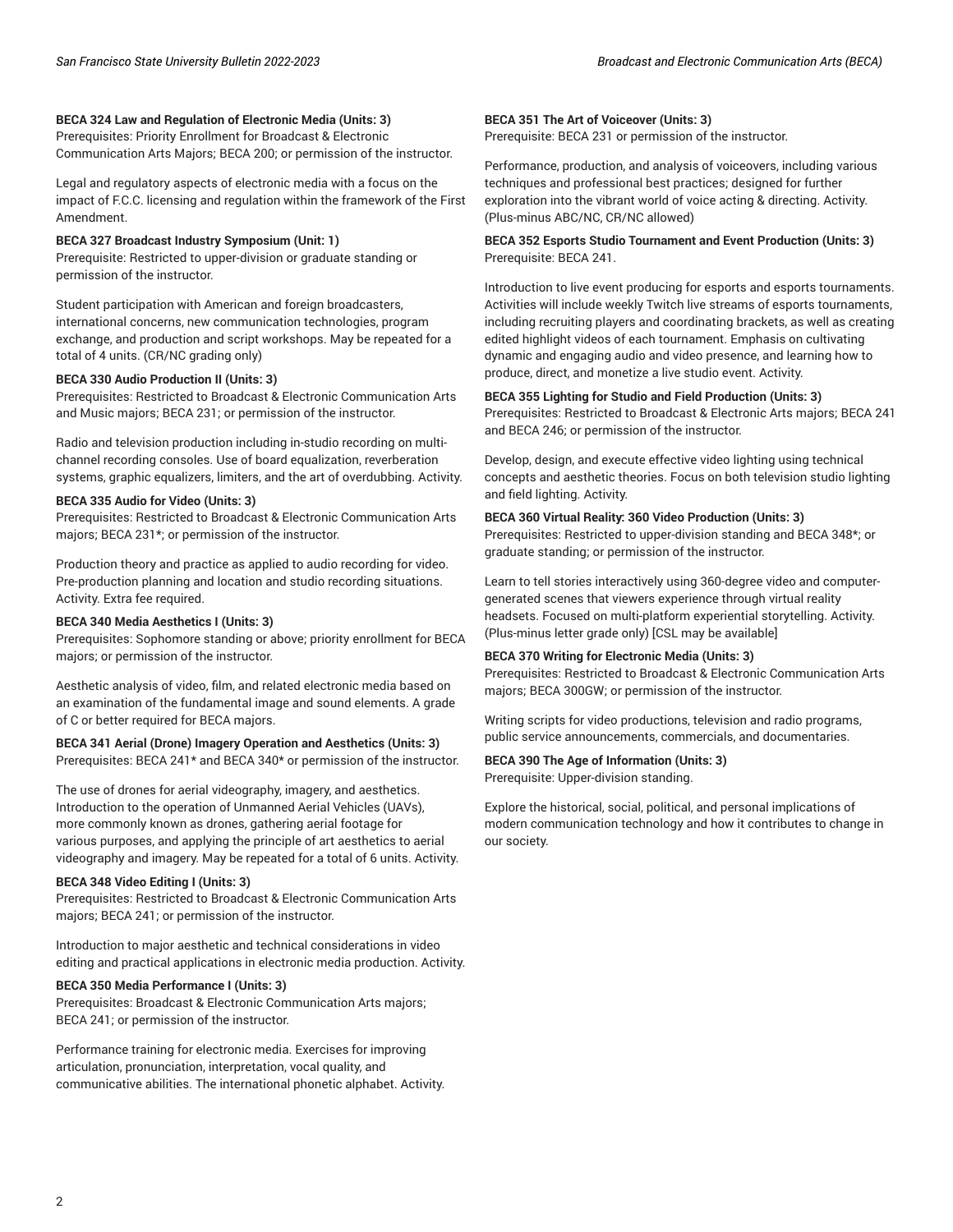**BECA 324 Law and Regulation of Electronic Media (Units: 3)**
Prerequisites: Priority Enrollment for Broadcast & Electronic Communication Arts Majors; BECA 200; or permission of the instructor.

Legal and regulatory aspects of electronic media with a focus on the impact of F.C.C. licensing and regulation within the framework of the First Amendment.

**BECA 327 Broadcast Industry Symposium (Unit: 1)**
Prerequisite: Restricted to upper-division or graduate standing or permission of the instructor.

Student participation with American and foreign broadcasters, international concerns, new communication technologies, program exchange, and production and script workshops. May be repeated for a total of 4 units. (CR/NC grading only)

**BECA 330 Audio Production II (Units: 3)**
Prerequisites: Restricted to Broadcast & Electronic Communication Arts and Music majors; BECA 231; or permission of the instructor.

Radio and television production including in-studio recording on multi-channel recording consoles. Use of board equalization, reverberation systems, graphic equalizers, limiters, and the art of overdubbing. Activity.

**BECA 335 Audio for Video (Units: 3)**
Prerequisites: Restricted to Broadcast & Electronic Communication Arts majors; BECA 231*; or permission of the instructor.

Production theory and practice as applied to audio recording for video. Pre-production planning and location and studio recording situations. Activity. Extra fee required.

**BECA 340 Media Aesthetics I (Units: 3)**
Prerequisites: Sophomore standing or above; priority enrollment for BECA majors; or permission of the instructor.

Aesthetic analysis of video, film, and related electronic media based on an examination of the fundamental image and sound elements. A grade of C or better required for BECA majors.

**BECA 341 Aerial (Drone) Imagery Operation and Aesthetics (Units: 3)**
Prerequisites: BECA 241* and BECA 340* or permission of the instructor.

The use of drones for aerial videography, imagery, and aesthetics. Introduction to the operation of Unmanned Aerial Vehicles (UAVs), more commonly known as drones, gathering aerial footage for various purposes, and applying the principle of art aesthetics to aerial videography and imagery. May be repeated for a total of 6 units. Activity.

**BECA 348 Video Editing I (Units: 3)**
Prerequisites: Restricted to Broadcast & Electronic Communication Arts majors; BECA 241; or permission of the instructor.

Introduction to major aesthetic and technical considerations in video editing and practical applications in electronic media production. Activity.

**BECA 350 Media Performance I (Units: 3)**
Prerequisites: Broadcast & Electronic Communication Arts majors; BECA 241; or permission of the instructor.

Performance training for electronic media. Exercises for improving articulation, pronunciation, interpretation, vocal quality, and communicative abilities. The international phonetic alphabet. Activity.

**BECA 351 The Art of Voiceover (Units: 3)**
Prerequisite: BECA 231 or permission of the instructor.

Performance, production, and analysis of voiceovers, including various techniques and professional best practices; designed for further exploration into the vibrant world of voice acting & directing. Activity. (Plus-minus ABC/NC, CR/NC allowed)

**BECA 352 Esports Studio Tournament and Event Production (Units: 3)**
Prerequisite: BECA 241.

Introduction to live event producing for esports and esports tournaments. Activities will include weekly Twitch live streams of esports tournaments, including recruiting players and coordinating brackets, as well as creating edited highlight videos of each tournament. Emphasis on cultivating dynamic and engaging audio and video presence, and learning how to produce, direct, and monetize a live studio event. Activity.

**BECA 355 Lighting for Studio and Field Production (Units: 3)**
Prerequisites: Restricted to Broadcast & Electronic Arts majors; BECA 241 and BECA 246; or permission of the instructor.

Develop, design, and execute effective video lighting using technical concepts and aesthetic theories. Focus on both television studio lighting and field lighting. Activity.

**BECA 360 Virtual Reality: 360 Video Production (Units: 3)**
Prerequisites: Restricted to upper-division standing and BECA 348*; or graduate standing; or permission of the instructor.

Learn to tell stories interactively using 360-degree video and computer-generated scenes that viewers experience through virtual reality headsets. Focused on multi-platform experiential storytelling. Activity. (Plus-minus letter grade only) [CSL may be available]

**BECA 370 Writing for Electronic Media (Units: 3)**
Prerequisites: Restricted to Broadcast & Electronic Communication Arts majors; BECA 300GW; or permission of the instructor.

Writing scripts for video productions, television and radio programs, public service announcements, commercials, and documentaries.

**BECA 390 The Age of Information (Units: 3)**
Prerequisite: Upper-division standing.

Explore the historical, social, political, and personal implications of modern communication technology and how it contributes to change in our society.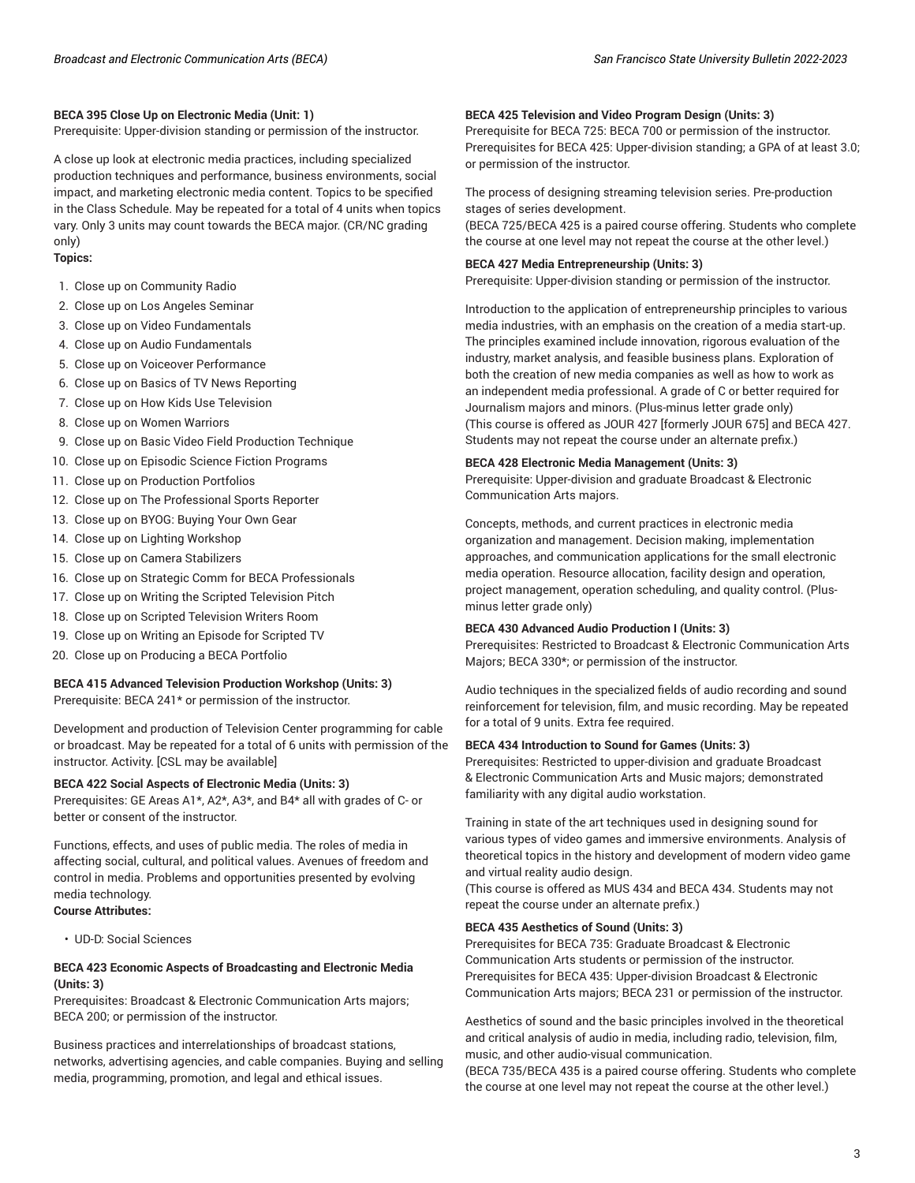**BECA 395 Close Up on Electronic Media (Unit: 1)**
Prerequisite: Upper-division standing or permission of the instructor.

A close up look at electronic media practices, including specialized production techniques and performance, business environments, social impact, and marketing electronic media content. Topics to be specified in the Class Schedule. May be repeated for a total of 4 units when topics vary. Only 3 units may count towards the BECA major. (CR/NC grading only)

**Topics:**

1. Close up on Community Radio
2. Close up on Los Angeles Seminar
3. Close up on Video Fundamentals
4. Close up on Audio Fundamentals
5. Close up on Voiceover Performance
6. Close up on Basics of TV News Reporting
7. Close up on How Kids Use Television
8. Close up on Women Warriors
9. Close up on Basic Video Field Production Technique
10. Close up on Episodic Science Fiction Programs
11. Close up on Production Portfolios
12. Close up on The Professional Sports Reporter
13. Close up on BYOG: Buying Your Own Gear
14. Close up on Lighting Workshop
15. Close up on Camera Stabilizers
16. Close up on Strategic Comm for BECA Professionals
17. Close up on Writing the Scripted Television Pitch
18. Close up on Scripted Television Writers Room
19. Close up on Writing an Episode for Scripted TV
20. Close up on Producing a BECA Portfolio

**BECA 415 Advanced Television Production Workshop (Units: 3)**
Prerequisite: BECA 241* or permission of the instructor.

Development and production of Television Center programming for cable or broadcast. May be repeated for a total of 6 units with permission of the instructor. Activity. [CSL may be available]

**BECA 422 Social Aspects of Electronic Media (Units: 3)**
Prerequisites: GE Areas A1*, A2*, A3*, and B4* all with grades of C- or better or consent of the instructor.

Functions, effects, and uses of public media. The roles of media in affecting social, cultural, and political values. Avenues of freedom and control in media. Problems and opportunities presented by evolving media technology.

**Course Attributes:**

- UD-D: Social Sciences

**BECA 423 Economic Aspects of Broadcasting and Electronic Media (Units: 3)**
Prerequisites: Broadcast & Electronic Communication Arts majors; BECA 200; or permission of the instructor.

Business practices and interrelationships of broadcast stations, networks, advertising agencies, and cable companies. Buying and selling media, programming, promotion, and legal and ethical issues.

**BECA 425 Television and Video Program Design (Units: 3)**
Prerequisite for BECA 725: BECA 700 or permission of the instructor. Prerequisites for BECA 425: Upper-division standing; a GPA of at least 3.0; or permission of the instructor.

The process of designing streaming television series. Pre-production stages of series development.
(BECA 725/BECA 425 is a paired course offering. Students who complete the course at one level may not repeat the course at the other level.)

**BECA 427 Media Entrepreneurship (Units: 3)**
Prerequisite: Upper-division standing or permission of the instructor.

Introduction to the application of entrepreneurship principles to various media industries, with an emphasis on the creation of a media start-up. The principles examined include innovation, rigorous evaluation of the industry, market analysis, and feasible business plans. Exploration of both the creation of new media companies as well as how to work as an independent media professional. A grade of C or better required for Journalism majors and minors. (Plus-minus letter grade only)
(This course is offered as JOUR 427 [formerly JOUR 675] and BECA 427. Students may not repeat the course under an alternate prefix.)

**BECA 428 Electronic Media Management (Units: 3)**
Prerequisite: Upper-division and graduate Broadcast & Electronic Communication Arts majors.

Concepts, methods, and current practices in electronic media organization and management. Decision making, implementation approaches, and communication applications for the small electronic media operation. Resource allocation, facility design and operation, project management, operation scheduling, and quality control. (Plus-minus letter grade only)

**BECA 430 Advanced Audio Production I (Units: 3)**
Prerequisites: Restricted to Broadcast & Electronic Communication Arts Majors; BECA 330*; or permission of the instructor.

Audio techniques in the specialized fields of audio recording and sound reinforcement for television, film, and music recording. May be repeated for a total of 9 units. Extra fee required.

**BECA 434 Introduction to Sound for Games (Units: 3)**
Prerequisites: Restricted to upper-division and graduate Broadcast & Electronic Communication Arts and Music majors; demonstrated familiarity with any digital audio workstation.

Training in state of the art techniques used in designing sound for various types of video games and immersive environments. Analysis of theoretical topics in the history and development of modern video game and virtual reality audio design.
(This course is offered as MUS 434 and BECA 434. Students may not repeat the course under an alternate prefix.)

**BECA 435 Aesthetics of Sound (Units: 3)**
Prerequisites for BECA 735: Graduate Broadcast & Electronic Communication Arts students or permission of the instructor. Prerequisites for BECA 435: Upper-division Broadcast & Electronic Communication Arts majors; BECA 231 or permission of the instructor.

Aesthetics of sound and the basic principles involved in the theoretical and critical analysis of audio in media, including radio, television, film, music, and other audio-visual communication.
(BECA 735/BECA 435 is a paired course offering. Students who complete the course at one level may not repeat the course at the other level.)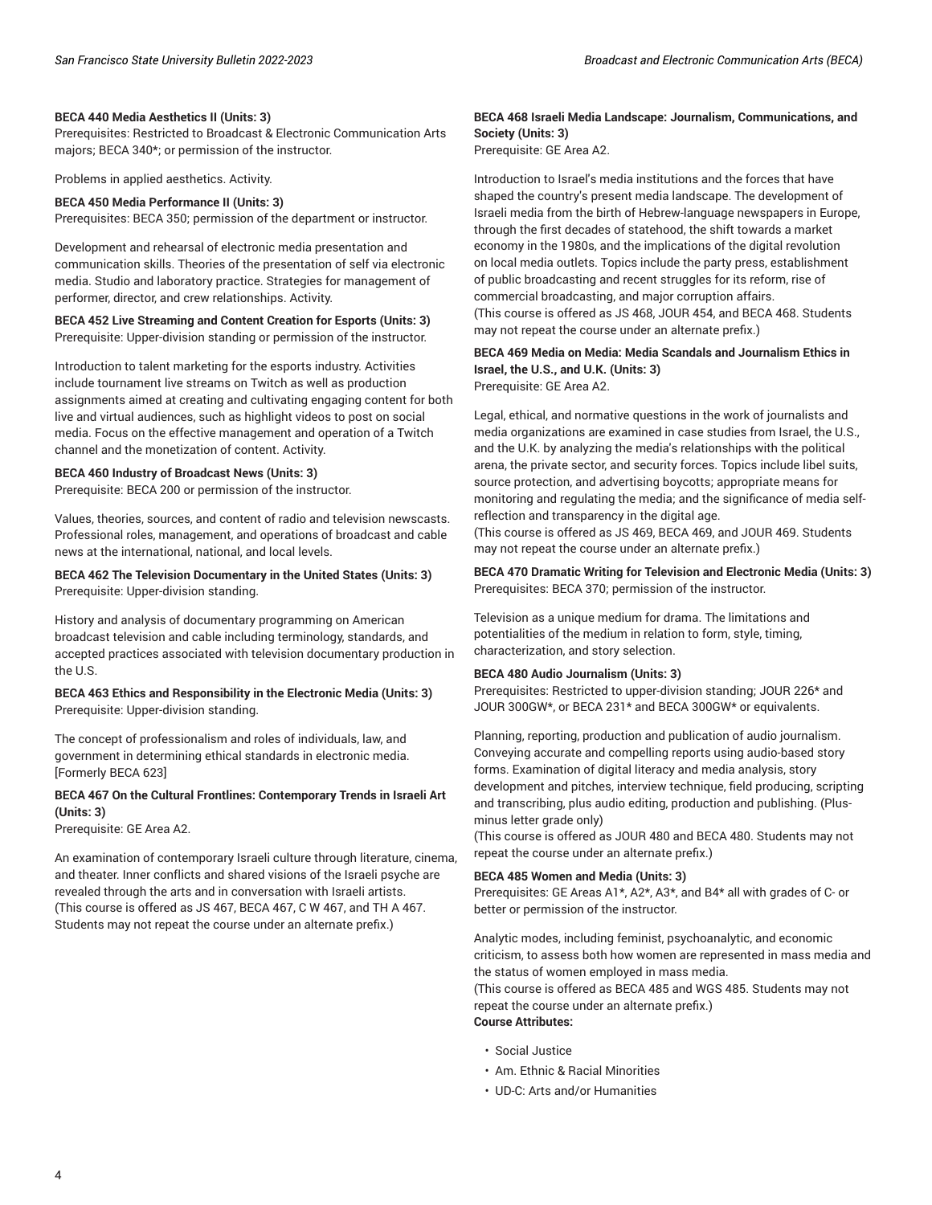**BECA 440 Media Aesthetics II (Units: 3)**
Prerequisites: Restricted to Broadcast & Electronic Communication Arts majors; BECA 340*; or permission of the instructor.

Problems in applied aesthetics. Activity.

**BECA 450 Media Performance II (Units: 3)**
Prerequisites: BECA 350; permission of the department or instructor.

Development and rehearsal of electronic media presentation and communication skills. Theories of the presentation of self via electronic media. Studio and laboratory practice. Strategies for management of performer, director, and crew relationships. Activity.

**BECA 452 Live Streaming and Content Creation for Esports (Units: 3)**
Prerequisite: Upper-division standing or permission of the instructor.

Introduction to talent marketing for the esports industry. Activities include tournament live streams on Twitch as well as production assignments aimed at creating and cultivating engaging content for both live and virtual audiences, such as highlight videos to post on social media. Focus on the effective management and operation of a Twitch channel and the monetization of content. Activity.

**BECA 460 Industry of Broadcast News (Units: 3)**
Prerequisite: BECA 200 or permission of the instructor.

Values, theories, sources, and content of radio and television newscasts. Professional roles, management, and operations of broadcast and cable news at the international, national, and local levels.

**BECA 462 The Television Documentary in the United States (Units: 3)**
Prerequisite: Upper-division standing.

History and analysis of documentary programming on American broadcast television and cable including terminology, standards, and accepted practices associated with television documentary production in the U.S.

**BECA 463 Ethics and Responsibility in the Electronic Media (Units: 3)**
Prerequisite: Upper-division standing.

The concept of professionalism and roles of individuals, law, and government in determining ethical standards in electronic media. [Formerly BECA 623]

**BECA 467 On the Cultural Frontlines: Contemporary Trends in Israeli Art (Units: 3)**
Prerequisite: GE Area A2.

An examination of contemporary Israeli culture through literature, cinema, and theater. Inner conflicts and shared visions of the Israeli psyche are revealed through the arts and in conversation with Israeli artists.
(This course is offered as JS 467, BECA 467, C W 467, and TH A 467. Students may not repeat the course under an alternate prefix.)

**BECA 468 Israeli Media Landscape: Journalism, Communications, and Society (Units: 3)**
Prerequisite: GE Area A2.

Introduction to Israel's media institutions and the forces that have shaped the country's present media landscape. The development of Israeli media from the birth of Hebrew-language newspapers in Europe, through the first decades of statehood, the shift towards a market economy in the 1980s, and the implications of the digital revolution on local media outlets. Topics include the party press, establishment of public broadcasting and recent struggles for its reform, rise of commercial broadcasting, and major corruption affairs.
(This course is offered as JS 468, JOUR 454, and BECA 468. Students may not repeat the course under an alternate prefix.)

**BECA 469 Media on Media: Media Scandals and Journalism Ethics in Israel, the U.S., and U.K. (Units: 3)**
Prerequisite: GE Area A2.

Legal, ethical, and normative questions in the work of journalists and media organizations are examined in case studies from Israel, the U.S., and the U.K. by analyzing the media's relationships with the political arena, the private sector, and security forces. Topics include libel suits, source protection, and advertising boycotts; appropriate means for monitoring and regulating the media; and the significance of media self-reflection and transparency in the digital age.
(This course is offered as JS 469, BECA 469, and JOUR 469. Students may not repeat the course under an alternate prefix.)

**BECA 470 Dramatic Writing for Television and Electronic Media (Units: 3)**
Prerequisites: BECA 370; permission of the instructor.

Television as a unique medium for drama. The limitations and potentialities of the medium in relation to form, style, timing, characterization, and story selection.

**BECA 480 Audio Journalism (Units: 3)**
Prerequisites: Restricted to upper-division standing; JOUR 226* and JOUR 300GW*, or BECA 231* and BECA 300GW* or equivalents.

Planning, reporting, production and publication of audio journalism. Conveying accurate and compelling reports using audio-based story forms. Examination of digital literacy and media analysis, story development and pitches, interview technique, field producing, scripting and transcribing, plus audio editing, production and publishing. (Plus-minus letter grade only)
(This course is offered as JOUR 480 and BECA 480. Students may not repeat the course under an alternate prefix.)

**BECA 485 Women and Media (Units: 3)**
Prerequisites: GE Areas A1*, A2*, A3*, and B4* all with grades of C- or better or permission of the instructor.

Analytic modes, including feminist, psychoanalytic, and economic criticism, to assess both how women are represented in mass media and the status of women employed in mass media.
(This course is offered as BECA 485 and WGS 485. Students may not repeat the course under an alternate prefix.)
**Course Attributes:**

- Social Justice
- Am. Ethnic & Racial Minorities
- UD-C: Arts and/or Humanities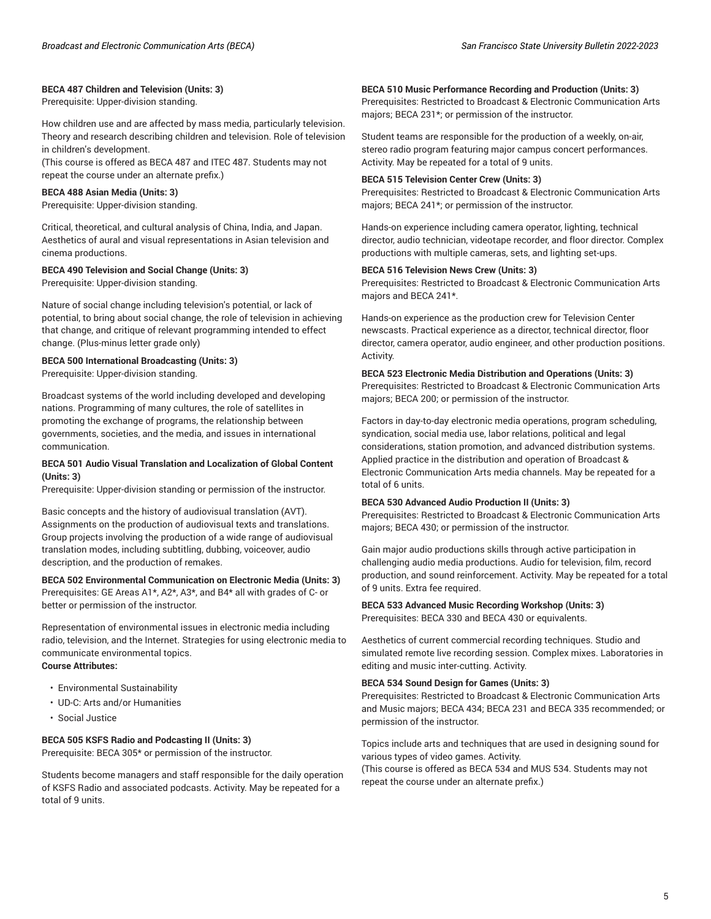**BECA 487 Children and Television (Units: 3)**
Prerequisite: Upper-division standing.

How children use and are affected by mass media, particularly television. Theory and research describing children and television. Role of television in children's development.
(This course is offered as BECA 487 and ITEC 487. Students may not repeat the course under an alternate prefix.)

**BECA 488 Asian Media (Units: 3)**
Prerequisite: Upper-division standing.

Critical, theoretical, and cultural analysis of China, India, and Japan. Aesthetics of aural and visual representations in Asian television and cinema productions.

**BECA 490 Television and Social Change (Units: 3)**
Prerequisite: Upper-division standing.

Nature of social change including television's potential, or lack of potential, to bring about social change, the role of television in achieving that change, and critique of relevant programming intended to effect change. (Plus-minus letter grade only)

**BECA 500 International Broadcasting (Units: 3)**
Prerequisite: Upper-division standing.

Broadcast systems of the world including developed and developing nations. Programming of many cultures, the role of satellites in promoting the exchange of programs, the relationship between governments, societies, and the media, and issues in international communication.

**BECA 501 Audio Visual Translation and Localization of Global Content (Units: 3)**
Prerequisite: Upper-division standing or permission of the instructor.

Basic concepts and the history of audiovisual translation (AVT). Assignments on the production of audiovisual texts and translations. Group projects involving the production of a wide range of audiovisual translation modes, including subtitling, dubbing, voiceover, audio description, and the production of remakes.

**BECA 502 Environmental Communication on Electronic Media (Units: 3)**
Prerequisites: GE Areas A1*, A2*, A3*, and B4* all with grades of C- or better or permission of the instructor.

Representation of environmental issues in electronic media including radio, television, and the Internet. Strategies for using electronic media to communicate environmental topics.
**Course Attributes:**

- Environmental Sustainability
- UD-C: Arts and/or Humanities
- Social Justice

**BECA 505 KSFS Radio and Podcasting II (Units: 3)**
Prerequisite: BECA 305* or permission of the instructor.

Students become managers and staff responsible for the daily operation of KSFS Radio and associated podcasts. Activity. May be repeated for a total of 9 units.

**BECA 510 Music Performance Recording and Production (Units: 3)**
Prerequisites: Restricted to Broadcast & Electronic Communication Arts majors; BECA 231*; or permission of the instructor.

Student teams are responsible for the production of a weekly, on-air, stereo radio program featuring major campus concert performances. Activity. May be repeated for a total of 9 units.

**BECA 515 Television Center Crew (Units: 3)**
Prerequisites: Restricted to Broadcast & Electronic Communication Arts majors; BECA 241*; or permission of the instructor.

Hands-on experience including camera operator, lighting, technical director, audio technician, videotape recorder, and floor director. Complex productions with multiple cameras, sets, and lighting set-ups.

**BECA 516 Television News Crew (Units: 3)**
Prerequisites: Restricted to Broadcast & Electronic Communication Arts majors and BECA 241*.

Hands-on experience as the production crew for Television Center newscasts. Practical experience as a director, technical director, floor director, camera operator, audio engineer, and other production positions. Activity.

**BECA 523 Electronic Media Distribution and Operations (Units: 3)**
Prerequisites: Restricted to Broadcast & Electronic Communication Arts majors; BECA 200; or permission of the instructor.

Factors in day-to-day electronic media operations, program scheduling, syndication, social media use, labor relations, political and legal considerations, station promotion, and advanced distribution systems. Applied practice in the distribution and operation of Broadcast & Electronic Communication Arts media channels. May be repeated for a total of 6 units.

**BECA 530 Advanced Audio Production II (Units: 3)**
Prerequisites: Restricted to Broadcast & Electronic Communication Arts majors; BECA 430; or permission of the instructor.

Gain major audio productions skills through active participation in challenging audio media productions. Audio for television, film, record production, and sound reinforcement. Activity. May be repeated for a total of 9 units. Extra fee required.

**BECA 533 Advanced Music Recording Workshop (Units: 3)**
Prerequisites: BECA 330 and BECA 430 or equivalents.

Aesthetics of current commercial recording techniques. Studio and simulated remote live recording session. Complex mixes. Laboratories in editing and music inter-cutting. Activity.

**BECA 534 Sound Design for Games (Units: 3)**
Prerequisites: Restricted to Broadcast & Electronic Communication Arts and Music majors; BECA 434; BECA 231 and BECA 335 recommended; or permission of the instructor.

Topics include arts and techniques that are used in designing sound for various types of video games. Activity.
(This course is offered as BECA 534 and MUS 534. Students may not repeat the course under an alternate prefix.)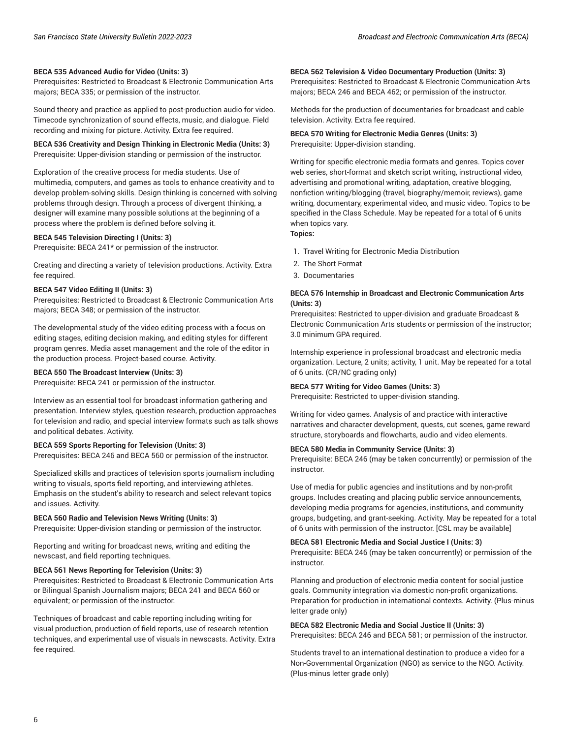**BECA 535 Advanced Audio for Video (Units: 3)**
Prerequisites: Restricted to Broadcast & Electronic Communication Arts majors; BECA 335; or permission of the instructor.

Sound theory and practice as applied to post-production audio for video. Timecode synchronization of sound effects, music, and dialogue. Field recording and mixing for picture. Activity. Extra fee required.

**BECA 536 Creativity and Design Thinking in Electronic Media (Units: 3)**
Prerequisite: Upper-division standing or permission of the instructor.

Exploration of the creative process for media students. Use of multimedia, computers, and games as tools to enhance creativity and to develop problem-solving skills. Design thinking is concerned with solving problems through design. Through a process of divergent thinking, a designer will examine many possible solutions at the beginning of a process where the problem is defined before solving it.

**BECA 545 Television Directing I (Units: 3)**
Prerequisite: BECA 241* or permission of the instructor.

Creating and directing a variety of television productions. Activity. Extra fee required.

**BECA 547 Video Editing II (Units: 3)**
Prerequisites: Restricted to Broadcast & Electronic Communication Arts majors; BECA 348; or permission of the instructor.

The developmental study of the video editing process with a focus on editing stages, editing decision making, and editing styles for different program genres. Media asset management and the role of the editor in the production process. Project-based course. Activity.

**BECA 550 The Broadcast Interview (Units: 3)**
Prerequisite: BECA 241 or permission of the instructor.

Interview as an essential tool for broadcast information gathering and presentation. Interview styles, question research, production approaches for television and radio, and special interview formats such as talk shows and political debates. Activity.

**BECA 559 Sports Reporting for Television (Units: 3)**
Prerequisites: BECA 246 and BECA 560 or permission of the instructor.

Specialized skills and practices of television sports journalism including writing to visuals, sports field reporting, and interviewing athletes. Emphasis on the student's ability to research and select relevant topics and issues. Activity.

**BECA 560 Radio and Television News Writing (Units: 3)**
Prerequisite: Upper-division standing or permission of the instructor.

Reporting and writing for broadcast news, writing and editing the newscast, and field reporting techniques.

**BECA 561 News Reporting for Television (Units: 3)**
Prerequisites: Restricted to Broadcast & Electronic Communication Arts or Bilingual Spanish Journalism majors; BECA 241 and BECA 560 or equivalent; or permission of the instructor.

Techniques of broadcast and cable reporting including writing for visual production, production of field reports, use of research retention techniques, and experimental use of visuals in newscasts. Activity. Extra fee required.

**BECA 562 Television & Video Documentary Production (Units: 3)**
Prerequisites: Restricted to Broadcast & Electronic Communication Arts majors; BECA 246 and BECA 462; or permission of the instructor.

Methods for the production of documentaries for broadcast and cable television. Activity. Extra fee required.

**BECA 570 Writing for Electronic Media Genres (Units: 3)**
Prerequisite: Upper-division standing.

Writing for specific electronic media formats and genres. Topics cover web series, short-format and sketch script writing, instructional video, advertising and promotional writing, adaptation, creative blogging, nonfiction writing/blogging (travel, biography/memoir, reviews), game writing, documentary, experimental video, and music video. Topics to be specified in the Class Schedule. May be repeated for a total of 6 units when topics vary.
**Topics:**

1. Travel Writing for Electronic Media Distribution
2. The Short Format
3. Documentaries

**BECA 576 Internship in Broadcast and Electronic Communication Arts (Units: 3)**
Prerequisites: Restricted to upper-division and graduate Broadcast & Electronic Communication Arts students or permission of the instructor; 3.0 minimum GPA required.

Internship experience in professional broadcast and electronic media organization. Lecture, 2 units; activity, 1 unit. May be repeated for a total of 6 units. (CR/NC grading only)

**BECA 577 Writing for Video Games (Units: 3)**
Prerequisite: Restricted to upper-division standing.

Writing for video games. Analysis of and practice with interactive narratives and character development, quests, cut scenes, game reward structure, storyboards and flowcharts, audio and video elements.

**BECA 580 Media in Community Service (Units: 3)**
Prerequisite: BECA 246 (may be taken concurrently) or permission of the instructor.

Use of media for public agencies and institutions and by non-profit groups. Includes creating and placing public service announcements, developing media programs for agencies, institutions, and community groups, budgeting, and grant-seeking. Activity. May be repeated for a total of 6 units with permission of the instructor. [CSL may be available]

**BECA 581 Electronic Media and Social Justice I (Units: 3)**
Prerequisite: BECA 246 (may be taken concurrently) or permission of the instructor.

Planning and production of electronic media content for social justice goals. Community integration via domestic non-profit organizations. Preparation for production in international contexts. Activity. (Plus-minus letter grade only)

**BECA 582 Electronic Media and Social Justice II (Units: 3)**
Prerequisites: BECA 246 and BECA 581; or permission of the instructor.

Students travel to an international destination to produce a video for a Non-Governmental Organization (NGO) as service to the NGO. Activity. (Plus-minus letter grade only)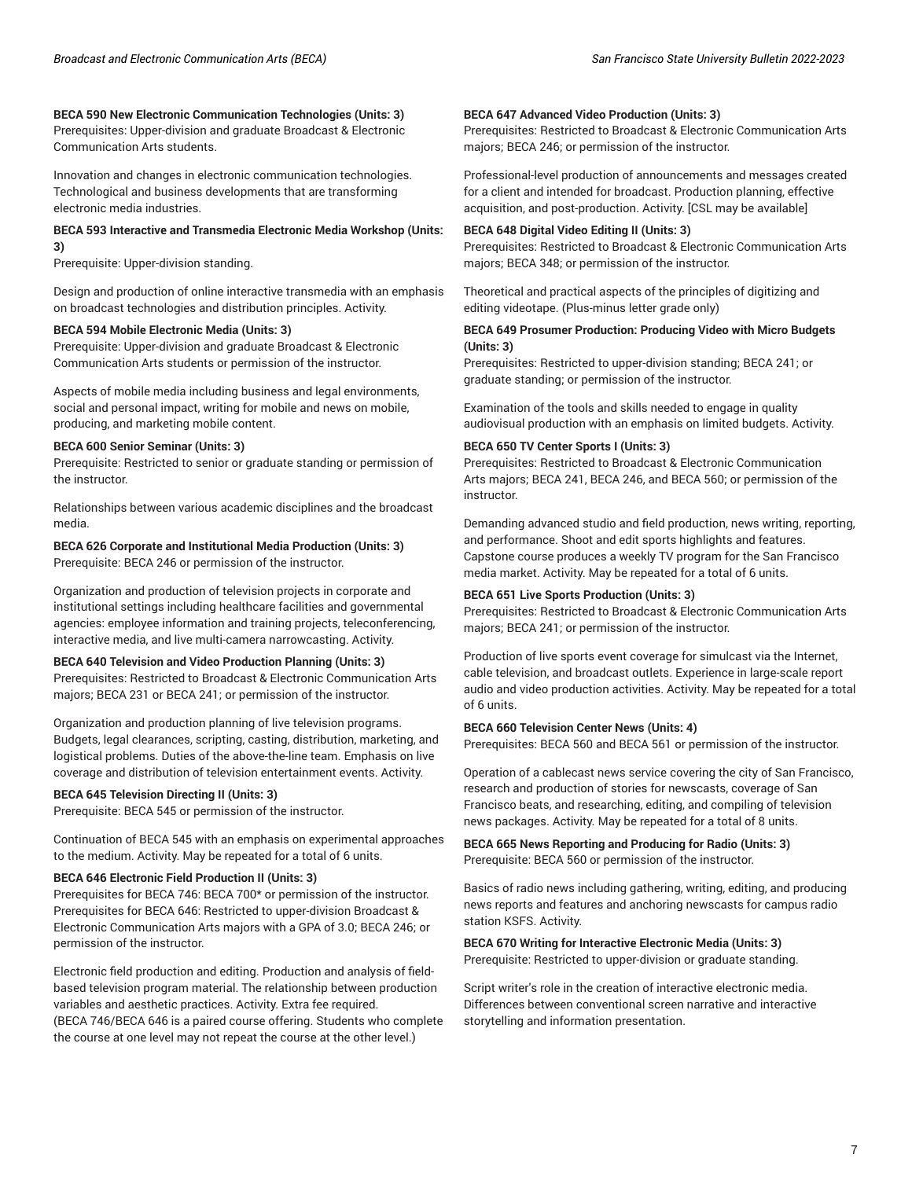**BECA 590 New Electronic Communication Technologies (Units: 3)**
Prerequisites: Upper-division and graduate Broadcast & Electronic Communication Arts students.

Innovation and changes in electronic communication technologies. Technological and business developments that are transforming electronic media industries.

**BECA 593 Interactive and Transmedia Electronic Media Workshop (Units: 3)**
Prerequisite: Upper-division standing.

Design and production of online interactive transmedia with an emphasis on broadcast technologies and distribution principles. Activity.

**BECA 594 Mobile Electronic Media (Units: 3)**
Prerequisite: Upper-division and graduate Broadcast & Electronic Communication Arts students or permission of the instructor.

Aspects of mobile media including business and legal environments, social and personal impact, writing for mobile and news on mobile, producing, and marketing mobile content.

**BECA 600 Senior Seminar (Units: 3)**
Prerequisite: Restricted to senior or graduate standing or permission of the instructor.

Relationships between various academic disciplines and the broadcast media.

**BECA 626 Corporate and Institutional Media Production (Units: 3)**
Prerequisite: BECA 246 or permission of the instructor.

Organization and production of television projects in corporate and institutional settings including healthcare facilities and governmental agencies: employee information and training projects, teleconferencing, interactive media, and live multi-camera narrowcasting. Activity.

**BECA 640 Television and Video Production Planning (Units: 3)**
Prerequisites: Restricted to Broadcast & Electronic Communication Arts majors; BECA 231 or BECA 241; or permission of the instructor.

Organization and production planning of live television programs. Budgets, legal clearances, scripting, casting, distribution, marketing, and logistical problems. Duties of the above-the-line team. Emphasis on live coverage and distribution of television entertainment events. Activity.

**BECA 645 Television Directing II (Units: 3)**
Prerequisite: BECA 545 or permission of the instructor.

Continuation of BECA 545 with an emphasis on experimental approaches to the medium. Activity. May be repeated for a total of 6 units.

**BECA 646 Electronic Field Production II (Units: 3)**
Prerequisites for BECA 746: BECA 700* or permission of the instructor. Prerequisites for BECA 646: Restricted to upper-division Broadcast & Electronic Communication Arts majors with a GPA of 3.0; BECA 246; or permission of the instructor.

Electronic field production and editing. Production and analysis of field-based television program material. The relationship between production variables and aesthetic practices. Activity. Extra fee required. (BECA 746/BECA 646 is a paired course offering. Students who complete the course at one level may not repeat the course at the other level.)

**BECA 647 Advanced Video Production (Units: 3)**
Prerequisites: Restricted to Broadcast & Electronic Communication Arts majors; BECA 246; or permission of the instructor.

Professional-level production of announcements and messages created for a client and intended for broadcast. Production planning, effective acquisition, and post-production. Activity. [CSL may be available]

**BECA 648 Digital Video Editing II (Units: 3)**
Prerequisites: Restricted to Broadcast & Electronic Communication Arts majors; BECA 348; or permission of the instructor.

Theoretical and practical aspects of the principles of digitizing and editing videotape. (Plus-minus letter grade only)

**BECA 649 Prosumer Production: Producing Video with Micro Budgets (Units: 3)**
Prerequisites: Restricted to upper-division standing; BECA 241; or graduate standing; or permission of the instructor.

Examination of the tools and skills needed to engage in quality audiovisual production with an emphasis on limited budgets. Activity.

**BECA 650 TV Center Sports I (Units: 3)**
Prerequisites: Restricted to Broadcast & Electronic Communication Arts majors; BECA 241, BECA 246, and BECA 560; or permission of the instructor.

Demanding advanced studio and field production, news writing, reporting, and performance. Shoot and edit sports highlights and features. Capstone course produces a weekly TV program for the San Francisco media market. Activity. May be repeated for a total of 6 units.

**BECA 651 Live Sports Production (Units: 3)**
Prerequisites: Restricted to Broadcast & Electronic Communication Arts majors; BECA 241; or permission of the instructor.

Production of live sports event coverage for simulcast via the Internet, cable television, and broadcast outlets. Experience in large-scale report audio and video production activities. Activity. May be repeated for a total of 6 units.

**BECA 660 Television Center News (Units: 4)**
Prerequisites: BECA 560 and BECA 561 or permission of the instructor.

Operation of a cablecast news service covering the city of San Francisco, research and production of stories for newscasts, coverage of San Francisco beats, and researching, editing, and compiling of television news packages. Activity. May be repeated for a total of 8 units.

**BECA 665 News Reporting and Producing for Radio (Units: 3)**
Prerequisite: BECA 560 or permission of the instructor.

Basics of radio news including gathering, writing, editing, and producing news reports and features and anchoring newscasts for campus radio station KSFS. Activity.

**BECA 670 Writing for Interactive Electronic Media (Units: 3)**
Prerequisite: Restricted to upper-division or graduate standing.

Script writer's role in the creation of interactive electronic media. Differences between conventional screen narrative and interactive storytelling and information presentation.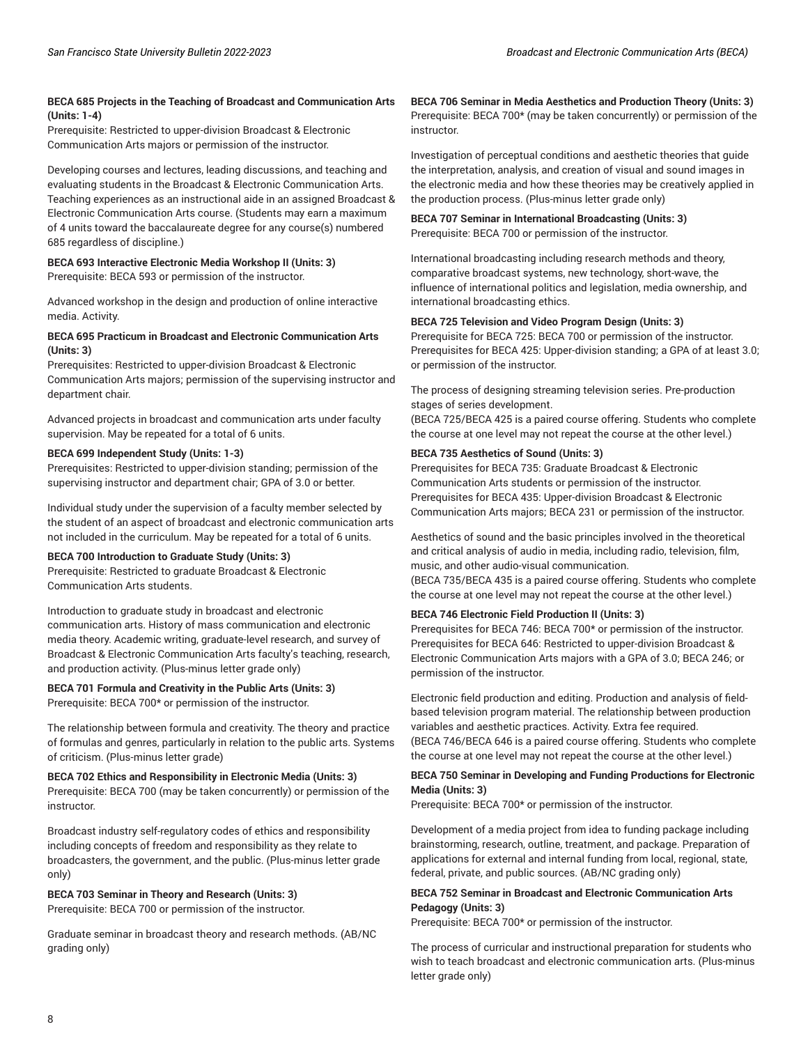**BECA 685 Projects in the Teaching of Broadcast and Communication Arts (Units: 1-4)**
Prerequisite: Restricted to upper-division Broadcast & Electronic Communication Arts majors or permission of the instructor.

Developing courses and lectures, leading discussions, and teaching and evaluating students in the Broadcast & Electronic Communication Arts. Teaching experiences as an instructional aide in an assigned Broadcast & Electronic Communication Arts course. (Students may earn a maximum of 4 units toward the baccalaureate degree for any course(s) numbered 685 regardless of discipline.)

**BECA 693 Interactive Electronic Media Workshop II (Units: 3)**
Prerequisite: BECA 593 or permission of the instructor.

Advanced workshop in the design and production of online interactive media. Activity.

**BECA 695 Practicum in Broadcast and Electronic Communication Arts (Units: 3)**
Prerequisites: Restricted to upper-division Broadcast & Electronic Communication Arts majors; permission of the supervising instructor and department chair.

Advanced projects in broadcast and communication arts under faculty supervision. May be repeated for a total of 6 units.

**BECA 699 Independent Study (Units: 1-3)**
Prerequisites: Restricted to upper-division standing; permission of the supervising instructor and department chair; GPA of 3.0 or better.

Individual study under the supervision of a faculty member selected by the student of an aspect of broadcast and electronic communication arts not included in the curriculum. May be repeated for a total of 6 units.

**BECA 700 Introduction to Graduate Study (Units: 3)**
Prerequisite: Restricted to graduate Broadcast & Electronic Communication Arts students.

Introduction to graduate study in broadcast and electronic communication arts. History of mass communication and electronic media theory. Academic writing, graduate-level research, and survey of Broadcast & Electronic Communication Arts faculty's teaching, research, and production activity. (Plus-minus letter grade only)

**BECA 701 Formula and Creativity in the Public Arts (Units: 3)**
Prerequisite: BECA 700* or permission of the instructor.

The relationship between formula and creativity. The theory and practice of formulas and genres, particularly in relation to the public arts. Systems of criticism. (Plus-minus letter grade)

**BECA 702 Ethics and Responsibility in Electronic Media (Units: 3)**
Prerequisite: BECA 700 (may be taken concurrently) or permission of the instructor.

Broadcast industry self-regulatory codes of ethics and responsibility including concepts of freedom and responsibility as they relate to broadcasters, the government, and the public. (Plus-minus letter grade only)

**BECA 703 Seminar in Theory and Research (Units: 3)**
Prerequisite: BECA 700 or permission of the instructor.

Graduate seminar in broadcast theory and research methods. (AB/NC grading only)

**BECA 706 Seminar in Media Aesthetics and Production Theory (Units: 3)**
Prerequisite: BECA 700* (may be taken concurrently) or permission of the instructor.

Investigation of perceptual conditions and aesthetic theories that guide the interpretation, analysis, and creation of visual and sound images in the electronic media and how these theories may be creatively applied in the production process. (Plus-minus letter grade only)

**BECA 707 Seminar in International Broadcasting (Units: 3)**
Prerequisite: BECA 700 or permission of the instructor.

International broadcasting including research methods and theory, comparative broadcast systems, new technology, short-wave, the influence of international politics and legislation, media ownership, and international broadcasting ethics.

**BECA 725 Television and Video Program Design (Units: 3)**
Prerequisite for BECA 725: BECA 700 or permission of the instructor.
Prerequisites for BECA 425: Upper-division standing; a GPA of at least 3.0; or permission of the instructor.

The process of designing streaming television series. Pre-production stages of series development.
(BECA 725/BECA 425 is a paired course offering. Students who complete the course at one level may not repeat the course at the other level.)

**BECA 735 Aesthetics of Sound (Units: 3)**
Prerequisites for BECA 735: Graduate Broadcast & Electronic Communication Arts students or permission of the instructor.
Prerequisites for BECA 435: Upper-division Broadcast & Electronic Communication Arts majors; BECA 231 or permission of the instructor.

Aesthetics of sound and the basic principles involved in the theoretical and critical analysis of audio in media, including radio, television, film, music, and other audio-visual communication.
(BECA 735/BECA 435 is a paired course offering. Students who complete the course at one level may not repeat the course at the other level.)

**BECA 746 Electronic Field Production II (Units: 3)**
Prerequisites for BECA 746: BECA 700* or permission of the instructor.
Prerequisites for BECA 646: Restricted to upper-division Broadcast & Electronic Communication Arts majors with a GPA of 3.0; BECA 246; or permission of the instructor.

Electronic field production and editing. Production and analysis of field-based television program material. The relationship between production variables and aesthetic practices. Activity. Extra fee required.
(BECA 746/BECA 646 is a paired course offering. Students who complete the course at one level may not repeat the course at the other level.)

**BECA 750 Seminar in Developing and Funding Productions for Electronic Media (Units: 3)**
Prerequisite: BECA 700* or permission of the instructor.

Development of a media project from idea to funding package including brainstorming, research, outline, treatment, and package. Preparation of applications for external and internal funding from local, regional, state, federal, private, and public sources. (AB/NC grading only)

**BECA 752 Seminar in Broadcast and Electronic Communication Arts Pedagogy (Units: 3)**
Prerequisite: BECA 700* or permission of the instructor.

The process of curricular and instructional preparation for students who wish to teach broadcast and electronic communication arts. (Plus-minus letter grade only)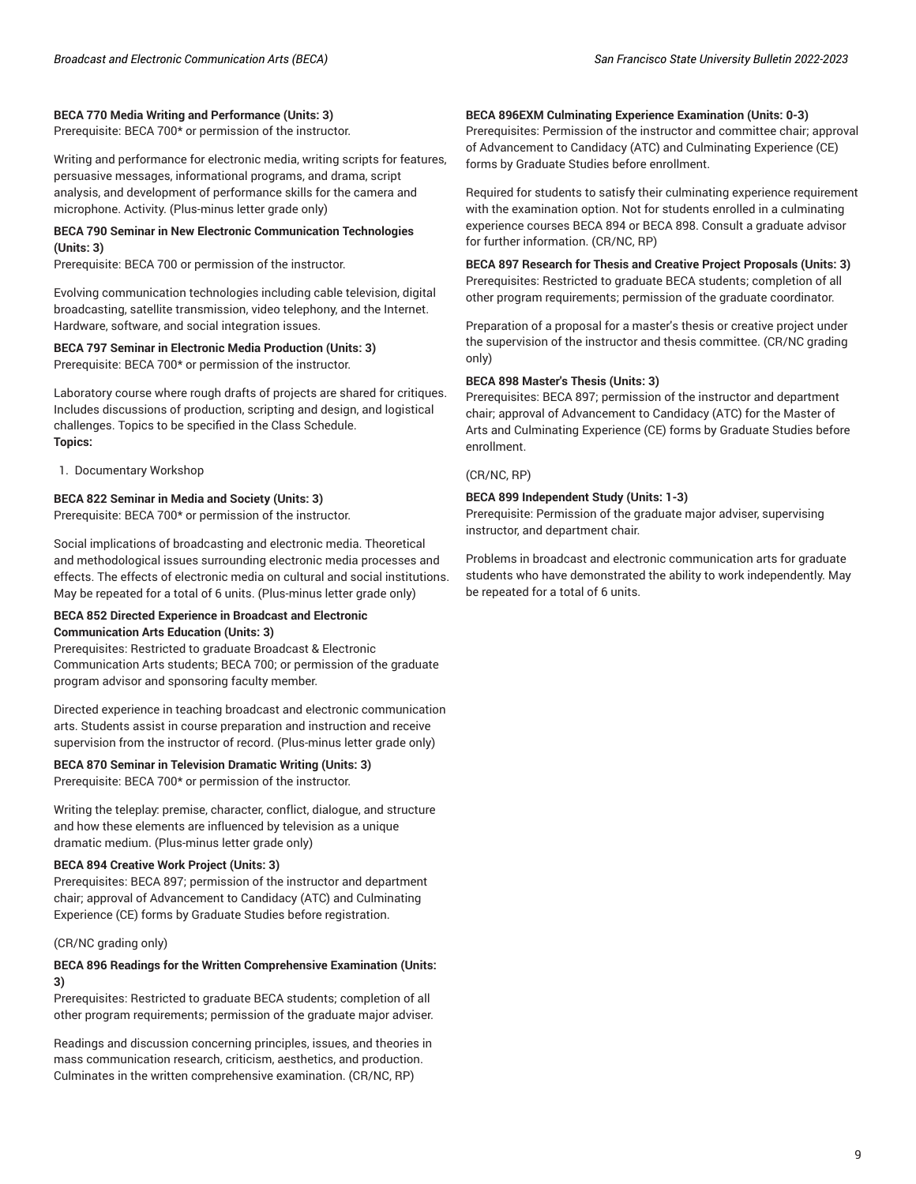**BECA 770 Media Writing and Performance (Units: 3)**
Prerequisite: BECA 700* or permission of the instructor.

Writing and performance for electronic media, writing scripts for features, persuasive messages, informational programs, and drama, script analysis, and development of performance skills for the camera and microphone. Activity. (Plus-minus letter grade only)

**BECA 790 Seminar in New Electronic Communication Technologies (Units: 3)**
Prerequisite: BECA 700 or permission of the instructor.

Evolving communication technologies including cable television, digital broadcasting, satellite transmission, video telephony, and the Internet. Hardware, software, and social integration issues.

**BECA 797 Seminar in Electronic Media Production (Units: 3)**
Prerequisite: BECA 700* or permission of the instructor.

Laboratory course where rough drafts of projects are shared for critiques. Includes discussions of production, scripting and design, and logistical challenges. Topics to be specified in the Class Schedule.
**Topics:**

1. Documentary Workshop

**BECA 822 Seminar in Media and Society (Units: 3)**
Prerequisite: BECA 700* or permission of the instructor.

Social implications of broadcasting and electronic media. Theoretical and methodological issues surrounding electronic media processes and effects. The effects of electronic media on cultural and social institutions. May be repeated for a total of 6 units. (Plus-minus letter grade only)

**BECA 852 Directed Experience in Broadcast and Electronic Communication Arts Education (Units: 3)**
Prerequisites: Restricted to graduate Broadcast & Electronic Communication Arts students; BECA 700; or permission of the graduate program advisor and sponsoring faculty member.

Directed experience in teaching broadcast and electronic communication arts. Students assist in course preparation and instruction and receive supervision from the instructor of record. (Plus-minus letter grade only)

**BECA 870 Seminar in Television Dramatic Writing (Units: 3)**
Prerequisite: BECA 700* or permission of the instructor.

Writing the teleplay: premise, character, conflict, dialogue, and structure and how these elements are influenced by television as a unique dramatic medium. (Plus-minus letter grade only)

**BECA 894 Creative Work Project (Units: 3)**
Prerequisites: BECA 897; permission of the instructor and department chair; approval of Advancement to Candidacy (ATC) and Culminating Experience (CE) forms by Graduate Studies before registration.

(CR/NC grading only)

**BECA 896 Readings for the Written Comprehensive Examination (Units: 3)**
Prerequisites: Restricted to graduate BECA students; completion of all other program requirements; permission of the graduate major adviser.

Readings and discussion concerning principles, issues, and theories in mass communication research, criticism, aesthetics, and production. Culminates in the written comprehensive examination. (CR/NC, RP)

**BECA 896EXM Culminating Experience Examination (Units: 0-3)**
Prerequisites: Permission of the instructor and committee chair; approval of Advancement to Candidacy (ATC) and Culminating Experience (CE) forms by Graduate Studies before enrollment.

Required for students to satisfy their culminating experience requirement with the examination option. Not for students enrolled in a culminating experience courses BECA 894 or BECA 898. Consult a graduate advisor for further information. (CR/NC, RP)

**BECA 897 Research for Thesis and Creative Project Proposals (Units: 3)**
Prerequisites: Restricted to graduate BECA students; completion of all other program requirements; permission of the graduate coordinator.

Preparation of a proposal for a master's thesis or creative project under the supervision of the instructor and thesis committee. (CR/NC grading only)

**BECA 898 Master's Thesis (Units: 3)**
Prerequisites: BECA 897; permission of the instructor and department chair; approval of Advancement to Candidacy (ATC) for the Master of Arts and Culminating Experience (CE) forms by Graduate Studies before enrollment.

(CR/NC, RP)

**BECA 899 Independent Study (Units: 1-3)**
Prerequisite: Permission of the graduate major adviser, supervising instructor, and department chair.

Problems in broadcast and electronic communication arts for graduate students who have demonstrated the ability to work independently. May be repeated for a total of 6 units.